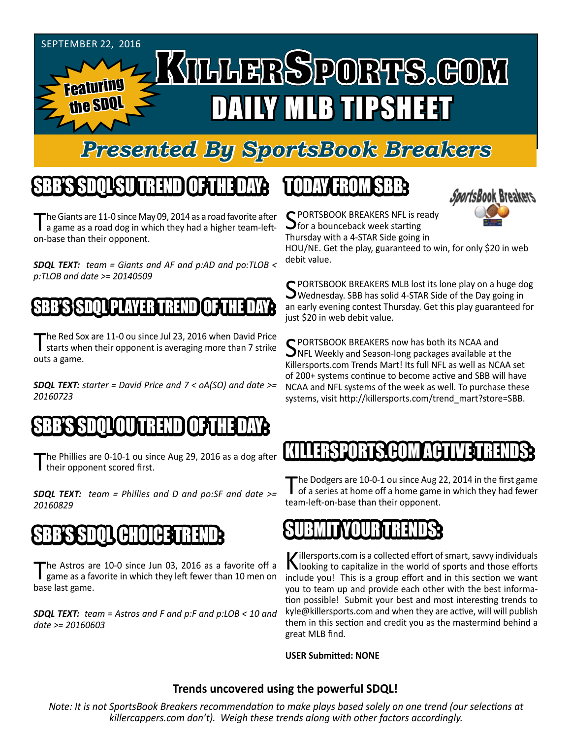SEPTEMBER 22, 2016

Featuring the SDQL

# KILLERSPORTS.COM DAILY MLB TIPSHEET

## Presented By SportsBook Breakers

## SBB'S SDQL SU TREND OF THE DAY:

The Giants are 11-0 since May 09, 2014 as a road favorite after a game as a road dog in which they had a higher team-left-on-base than their opponent.

***SDQL TEXT:*** *team = Giants and AF and p:AD and po:TLOB < p:TLOB and date >= 20140509*

## SBB'S SDQL PLAYER TREND OF THE DAY:

The Red Sox are 11-0 ou since Jul 23, 2016 when David Price starts when their opponent is averaging more than 7 strike outs a game.

***SDQL TEXT:*** *starter = David Price and 7 < oA(SO) and date >= 20160723*

## SBB'S SDQL OU TREND OF THE DAY:

The Phillies are 0-10-1 ou since Aug 29, 2016 as a dog after their opponent scored first.

***SDQL TEXT:*** *team = Phillies and D and po:SF and date >= 20160829*

## SBB'S SDQL CHOICE TREND:

The Astros are 10-0 since Jun 03, 2016 as a favorite off a game as a favorite in which they left fewer than 10 men on base last game.

***SDQL TEXT:*** *team = Astros and F and p:F and p:LOB < 10 and date >= 20160603*

## TODAY FROM SBB:

SportsBook Breakers

SPORTSBOOK BREAKERS NFL is ready for a bounceback week starting Thursday with a 4-STAR Side going in HOU/NE. Get the play, guaranteed to win, for only $20 in web debit value.

SPORTSBOOK BREAKERS MLB lost its lone play on a huge dog Wednesday. SBB has solid 4-STAR Side of the Day going in an early evening contest Thursday. Get this play guaranteed for just $20 in web debit value.

SPORTSBOOK BREAKERS now has both its NCAA and NFL Weekly and Season-long packages available at the Killersports.com Trends Mart! Its full NFL as well as NCAA set of 200+ systems continue to become active and SBB will have NCAA and NFL systems of the week as well. To purchase these systems, visit http://killersports.com/trend_mart?store=SBB.

## KILLERSPORTS.COM ACTIVE TRENDS:

The Dodgers are 10-0-1 ou since Aug 22, 2014 in the first game of a series at home off a home game in which they had fewer team-left-on-base than their opponent.

## SUBMIT YOUR TRENDS:

Killersports.com is a collected effort of smart, savvy individuals looking to capitalize in the world of sports and those efforts include you! This is a group effort and in this section we want you to team up and provide each other with the best information possible! Submit your best and most interesting trends to kyle@killersports.com and when they are active, will will publish them in this section and credit you as the mastermind behind a great MLB find.

**USER Submitted: NONE**

**Trends uncovered using the powerful SDQL!**

*Note: It is not SportsBook Breakers recommendation to make plays based solely on one trend (our selections at killercappers.com don't). Weigh these trends along with other factors accordingly.*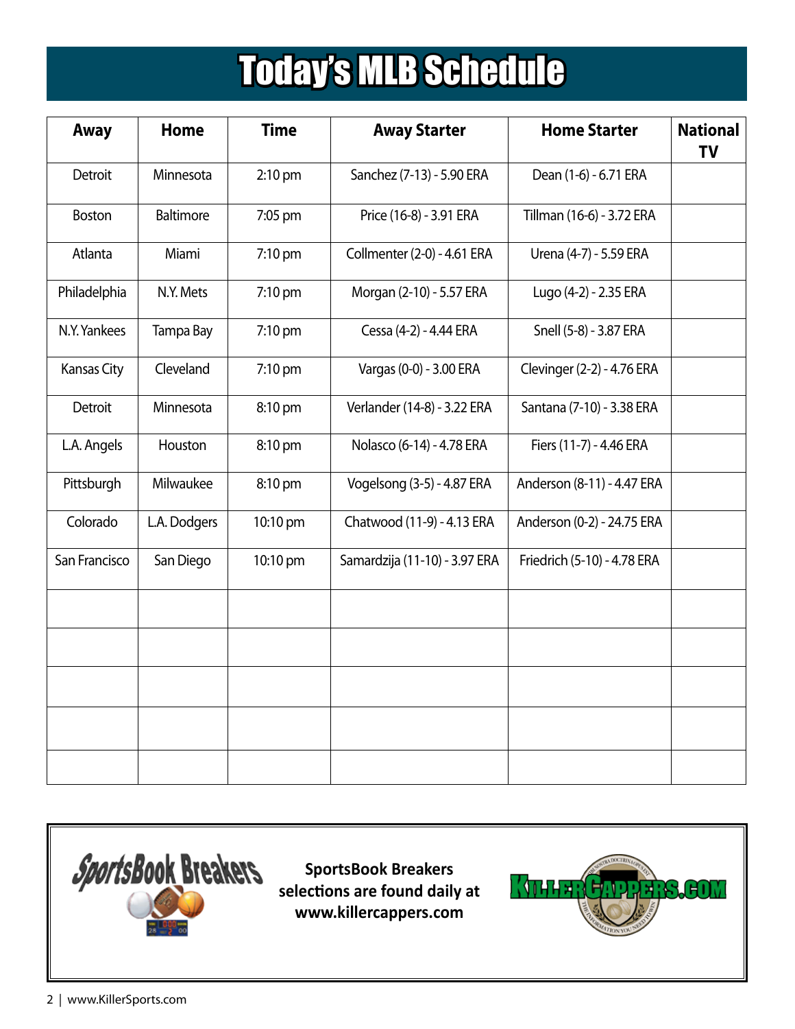# Today's MLB Schedule

| Away | Home | Time | Away Starter | Home Starter | National TV |
|---|---|---|---|---|---|
| Detroit | Minnesota | 2:10 pm | Sanchez (7-13) - 5.90 ERA | Dean (1-6) - 6.71 ERA | |
| Boston | Baltimore | 7:05 pm | Price (16-8) - 3.91 ERA | Tillman (16-6) - 3.72 ERA | |
| Atlanta | Miami | 7:10 pm | Collmenter (2-0) - 4.61 ERA | Urena (4-7) - 5.59 ERA | |
| Philadelphia | N.Y. Mets | 7:10 pm | Morgan (2-10) - 5.57 ERA | Lugo (4-2) - 2.35 ERA | |
| N.Y. Yankees | Tampa Bay | 7:10 pm | Cessa (4-2) - 4.44 ERA | Snell (5-8) - 3.87 ERA | |
| Kansas City | Cleveland | 7:10 pm | Vargas (0-0) - 3.00 ERA | Clevinger (2-2) - 4.76 ERA | |
| Detroit | Minnesota | 8:10 pm | Verlander (14-8) - 3.22 ERA | Santana (7-10) - 3.38 ERA | |
| L.A. Angels | Houston | 8:10 pm | Nolasco (6-14) - 4.78 ERA | Fiers (11-7) - 4.46 ERA | |
| Pittsburgh | Milwaukee | 8:10 pm | Vogelsong (3-5) - 4.87 ERA | Anderson (8-11) - 4.47 ERA | |
| Colorado | L.A. Dodgers | 10:10 pm | Chatwood (11-9) - 4.13 ERA | Anderson (0-2) - 24.75 ERA | |
| San Francisco | San Diego | 10:10 pm | Samardzija (11-10) - 3.97 ERA | Friedrich (5-10) - 4.78 ERA | |
| | | | | | |
| | | | | | |
| | | | | | |
| | | | | | |
| | | | | | |

**SportsBook Breakers selections are found daily at www.killercappers.com**